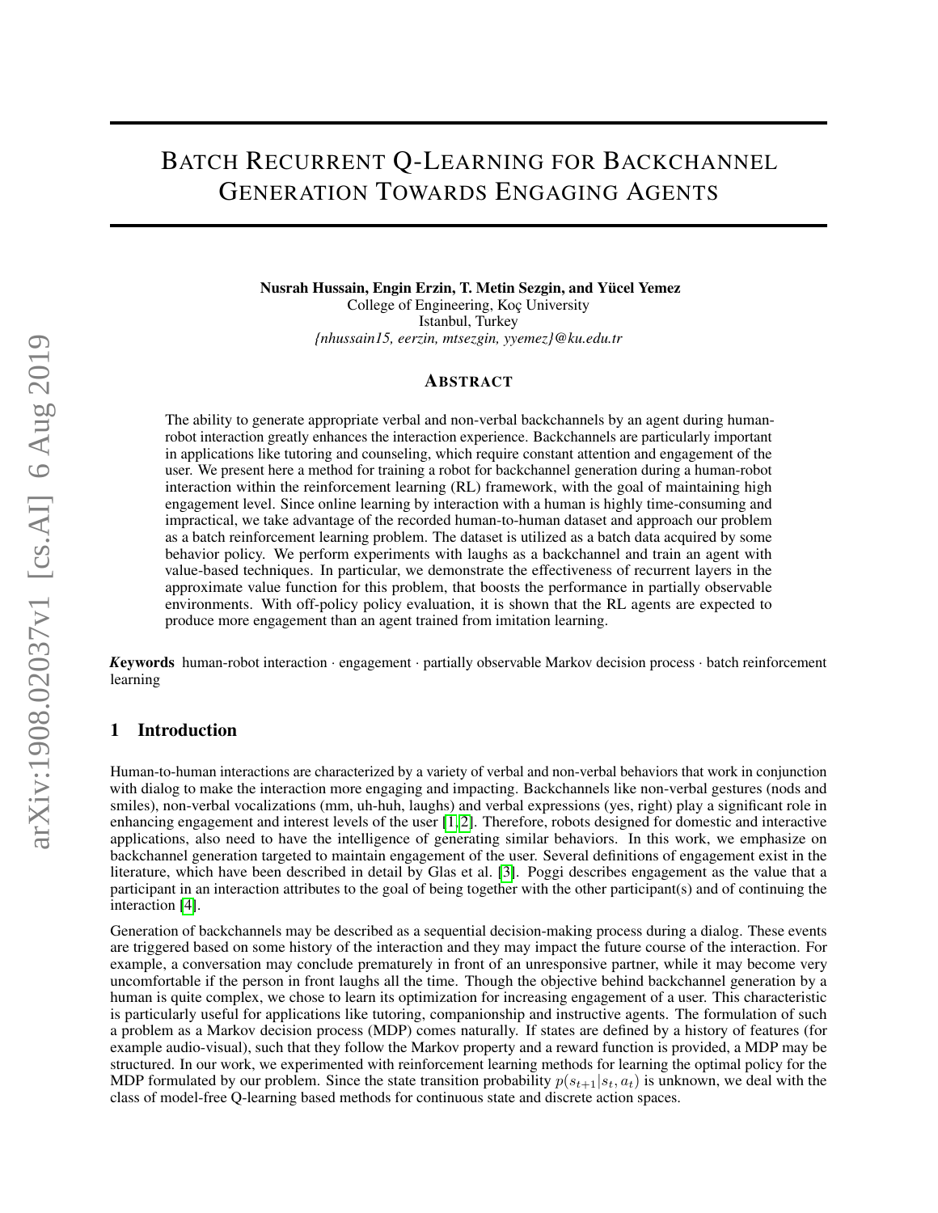# Batch Recurrent Q-Learning for Backchannel Generation Towards Engaging Agents

**Nusrah Hussain, Engin Erzin, T. Metin Sezgin, and Yücel Yemez**
College of Engineering, Koç University
Istanbul, Turkey
*{nhussain15, eerzin, mtsezgin, yyemez}@ku.edu.tr*

## Abstract

The ability to generate appropriate verbal and non-verbal backchannels by an agent during human-robot interaction greatly enhances the interaction experience. Backchannels are particularly important in applications like tutoring and counseling, which require constant attention and engagement of the user. We present here a method for training a robot for backchannel generation during a human-robot interaction within the reinforcement learning (RL) framework, with the goal of maintaining high engagement level. Since online learning by interaction with a human is highly time-consuming and impractical, we take advantage of the recorded human-to-human dataset and approach our problem as a batch reinforcement learning problem. The dataset is utilized as a batch data acquired by some behavior policy. We perform experiments with laughs as a backchannel and train an agent with value-based techniques. In particular, we demonstrate the effectiveness of recurrent layers in the approximate value function for this problem, that boosts the performance in partially observable environments. With off-policy policy evaluation, it is shown that the RL agents are expected to produce more engagement than an agent trained from imitation learning.

***Keywords*** human-robot interaction · engagement · partially observable Markov decision process · batch reinforcement learning

## 1 Introduction

Human-to-human interactions are characterized by a variety of verbal and non-verbal behaviors that work in conjunction with dialog to make the interaction more engaging and impacting. Backchannels like non-verbal gestures (nods and smiles), non-verbal vocalizations (mm, uh-huh, laughs) and verbal expressions (yes, right) play a significant role in enhancing engagement and interest levels of the user [1, 2]. Therefore, robots designed for domestic and interactive applications, also need to have the intelligence of generating similar behaviors. In this work, we emphasize on backchannel generation targeted to maintain engagement of the user. Several definitions of engagement exist in the literature, which have been described in detail by Glas et al. [3]. Poggi describes engagement as the value that a participant in an interaction attributes to the goal of being together with the other participant(s) and of continuing the interaction [4].

Generation of backchannels may be described as a sequential decision-making process during a dialog. These events are triggered based on some history of the interaction and they may impact the future course of the interaction. For example, a conversation may conclude prematurely in front of an unresponsive partner, while it may become very uncomfortable if the person in front laughs all the time. Though the objective behind backchannel generation by a human is quite complex, we chose to learn its optimization for increasing engagement of a user. This characteristic is particularly useful for applications like tutoring, companionship and instructive agents. The formulation of such a problem as a Markov decision process (MDP) comes naturally. If states are defined by a history of features (for example audio-visual), such that they follow the Markov property and a reward function is provided, a MDP may be structured. In our work, we experimented with reinforcement learning methods for learning the optimal policy for the MDP formulated by our problem. Since the state transition probability $p(s_{t+1}|s_t, a_t)$ is unknown, we deal with the class of model-free Q-learning based methods for continuous state and discrete action spaces.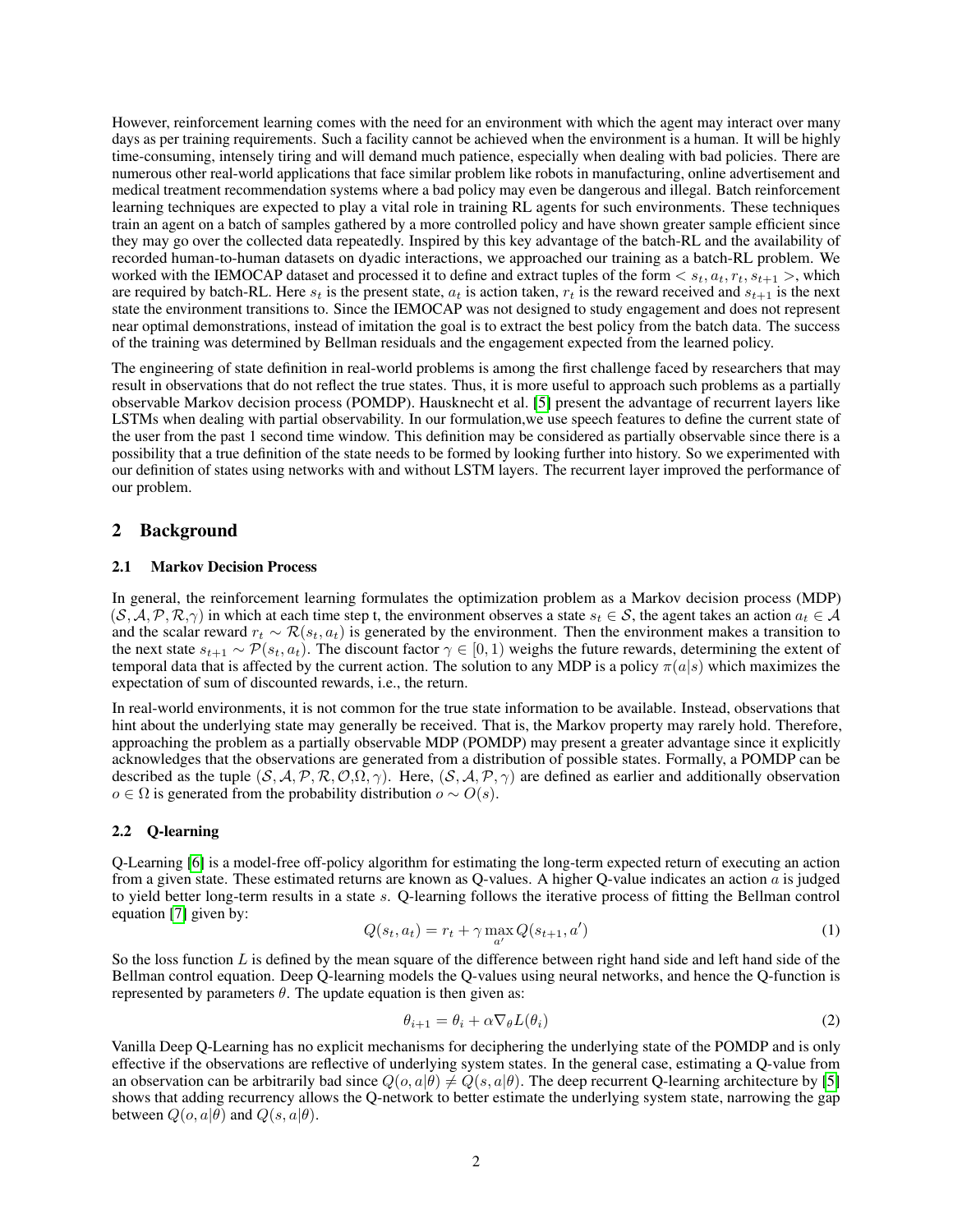However, reinforcement learning comes with the need for an environment with which the agent may interact over many days as per training requirements. Such a facility cannot be achieved when the environment is a human. It will be highly time-consuming, intensely tiring and will demand much patience, especially when dealing with bad policies. There are numerous other real-world applications that face similar problem like robots in manufacturing, online advertisement and medical treatment recommendation systems where a bad policy may even be dangerous and illegal. Batch reinforcement learning techniques are expected to play a vital role in training RL agents for such environments. These techniques train an agent on a batch of samples gathered by a more controlled policy and have shown greater sample efficient since they may go over the collected data repeatedly. Inspired by this key advantage of the batch-RL and the availability of recorded human-to-human datasets on dyadic interactions, we approached our training as a batch-RL problem. We worked with the IEMOCAP dataset and processed it to define and extract tuples of the form $< s_t, a_t, r_t, s_{t+1} >$, which are required by batch-RL. Here $s_t$ is the present state, $a_t$ is action taken, $r_t$ is the reward received and $s_{t+1}$ is the next state the environment transitions to. Since the IEMOCAP was not designed to study engagement and does not represent near optimal demonstrations, instead of imitation the goal is to extract the best policy from the batch data. The success of the training was determined by Bellman residuals and the engagement expected from the learned policy.

The engineering of state definition in real-world problems is among the first challenge faced by researchers that may result in observations that do not reflect the true states. Thus, it is more useful to approach such problems as a partially observable Markov decision process (POMDP). Hausknecht et al. [5] present the advantage of recurrent layers like LSTMs when dealing with partial observability. In our formulation,we use speech features to define the current state of the user from the past 1 second time window. This definition may be considered as partially observable since there is a possibility that a true definition of the state needs to be formed by looking further into history. So we experimented with our definition of states using networks with and without LSTM layers. The recurrent layer improved the performance of our problem.

## 2 Background

### 2.1 Markov Decision Process

In general, the reinforcement learning formulates the optimization problem as a Markov decision process (MDP) $(\mathcal{S}, \mathcal{A}, \mathcal{P}, \mathcal{R}, \gamma)$ in which at each time step t, the environment observes a state $s_t \in \mathcal{S}$, the agent takes an action $a_t \in \mathcal{A}$ and the scalar reward $r_t \sim \mathcal{R}(s_t, a_t)$ is generated by the environment. Then the environment makes a transition to the next state $s_{t+1} \sim \mathcal{P}(s_t, a_t)$. The discount factor $\gamma \in [0, 1)$ weighs the future rewards, determining the extent of temporal data that is affected by the current action. The solution to any MDP is a policy $\pi(a|s)$ which maximizes the expectation of sum of discounted rewards, i.e., the return.

In real-world environments, it is not common for the true state information to be available. Instead, observations that hint about the underlying state may generally be received. That is, the Markov property may rarely hold. Therefore, approaching the problem as a partially observable MDP (POMDP) may present a greater advantage since it explicitly acknowledges that the observations are generated from a distribution of possible states. Formally, a POMDP can be described as the tuple $(\mathcal{S}, \mathcal{A}, \mathcal{P}, \mathcal{R}, \mathcal{O}, \Omega, \gamma)$. Here, $(\mathcal{S}, \mathcal{A}, \mathcal{P}, \gamma)$ are defined as earlier and additionally observation $o \in \Omega$ is generated from the probability distribution $o \sim O(s)$.

### 2.2 Q-learning

Q-Learning [6] is a model-free off-policy algorithm for estimating the long-term expected return of executing an action from a given state. These estimated returns are known as Q-values. A higher Q-value indicates an action $a$ is judged to yield better long-term results in a state $s$. Q-learning follows the iterative process of fitting the Bellman control equation [7] given by:

$$Q(s_t, a_t) = r_t + \gamma \max_{a'} Q(s_{t+1}, a') \tag{1}$$

So the loss function $L$ is defined by the mean square of the difference between right hand side and left hand side of the Bellman control equation. Deep Q-learning models the Q-values using neural networks, and hence the Q-function is represented by parameters $\theta$. The update equation is then given as:

$$\theta_{i+1} = \theta_i + \alpha \nabla_\theta L(\theta_i) \tag{2}$$

Vanilla Deep Q-Learning has no explicit mechanisms for deciphering the underlying state of the POMDP and is only effective if the observations are reflective of underlying system states. In the general case, estimating a Q-value from an observation can be arbitrarily bad since $Q(o, a|\theta) \neq Q(s, a|\theta)$. The deep recurrent Q-learning architecture by [5] shows that adding recurrency allows the Q-network to better estimate the underlying system state, narrowing the gap between $Q(o, a|\theta)$ and $Q(s, a|\theta)$.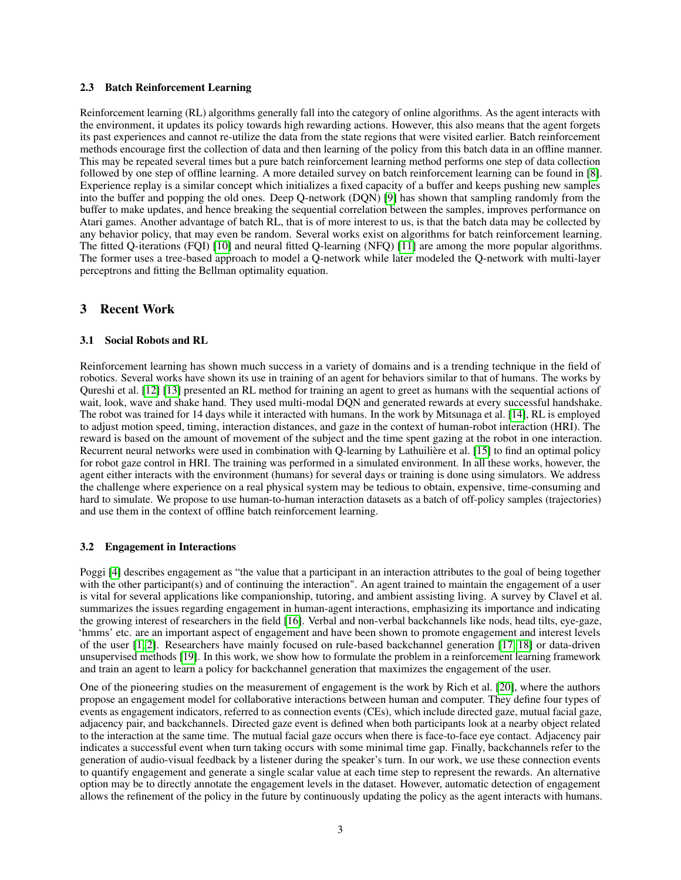### 2.3 Batch Reinforcement Learning

Reinforcement learning (RL) algorithms generally fall into the category of online algorithms. As the agent interacts with the environment, it updates its policy towards high rewarding actions. However, this also means that the agent forgets its past experiences and cannot re-utilize the data from the state regions that were visited earlier. Batch reinforcement methods encourage first the collection of data and then learning of the policy from this batch data in an offline manner. This may be repeated several times but a pure batch reinforcement learning method performs one step of data collection followed by one step of offline learning. A more detailed survey on batch reinforcement learning can be found in [8]. Experience replay is a similar concept which initializes a fixed capacity of a buffer and keeps pushing new samples into the buffer and popping the old ones. Deep Q-network (DQN) [9] has shown that sampling randomly from the buffer to make updates, and hence breaking the sequential correlation between the samples, improves performance on Atari games. Another advantage of batch RL, that is of more interest to us, is that the batch data may be collected by any behavior policy, that may even be random. Several works exist on algorithms for batch reinforcement learning. The fitted Q-iterations (FQI) [10] and neural fitted Q-learning (NFQ) [11] are among the more popular algorithms. The former uses a tree-based approach to model a Q-network while later modeled the Q-network with multi-layer perceptrons and fitting the Bellman optimality equation.

## 3 Recent Work

### 3.1 Social Robots and RL

Reinforcement learning has shown much success in a variety of domains and is a trending technique in the field of robotics. Several works have shown its use in training of an agent for behaviors similar to that of humans. The works by Qureshi et al. [12] [13] presented an RL method for training an agent to greet as humans with the sequential actions of wait, look, wave and shake hand. They used multi-modal DQN and generated rewards at every successful handshake. The robot was trained for 14 days while it interacted with humans. In the work by Mitsunaga et al. [14], RL is employed to adjust motion speed, timing, interaction distances, and gaze in the context of human-robot interaction (HRI). The reward is based on the amount of movement of the subject and the time spent gazing at the robot in one interaction. Recurrent neural networks were used in combination with Q-learning by Lathuilière et al. [15] to find an optimal policy for robot gaze control in HRI. The training was performed in a simulated environment. In all these works, however, the agent either interacts with the environment (humans) for several days or training is done using simulators. We address the challenge where experience on a real physical system may be tedious to obtain, expensive, time-consuming and hard to simulate. We propose to use human-to-human interaction datasets as a batch of off-policy samples (trajectories) and use them in the context of offline batch reinforcement learning.

### 3.2 Engagement in Interactions

Poggi [4] describes engagement as "the value that a participant in an interaction attributes to the goal of being together with the other participant(s) and of continuing the interaction". An agent trained to maintain the engagement of a user is vital for several applications like companionship, tutoring, and ambient assisting living. A survey by Clavel et al. summarizes the issues regarding engagement in human-agent interactions, emphasizing its importance and indicating the growing interest of researchers in the field [16]. Verbal and non-verbal backchannels like nods, head tilts, eye-gaze, 'hmms' etc. are an important aspect of engagement and have been shown to promote engagement and interest levels of the user [1, 2]. Researchers have mainly focused on rule-based backchannel generation [17, 18] or data-driven unsupervised methods [19]. In this work, we show how to formulate the problem in a reinforcement learning framework and train an agent to learn a policy for backchannel generation that maximizes the engagement of the user.

One of the pioneering studies on the measurement of engagement is the work by Rich et al. [20], where the authors propose an engagement model for collaborative interactions between human and computer. They define four types of events as engagement indicators, referred to as connection events (CEs), which include directed gaze, mutual facial gaze, adjacency pair, and backchannels. Directed gaze event is defined when both participants look at a nearby object related to the interaction at the same time. The mutual facial gaze occurs when there is face-to-face eye contact. Adjacency pair indicates a successful event when turn taking occurs with some minimal time gap. Finally, backchannels refer to the generation of audio-visual feedback by a listener during the speaker's turn. In our work, we use these connection events to quantify engagement and generate a single scalar value at each time step to represent the rewards. An alternative option may be to directly annotate the engagement levels in the dataset. However, automatic detection of engagement allows the refinement of the policy in the future by continuously updating the policy as the agent interacts with humans.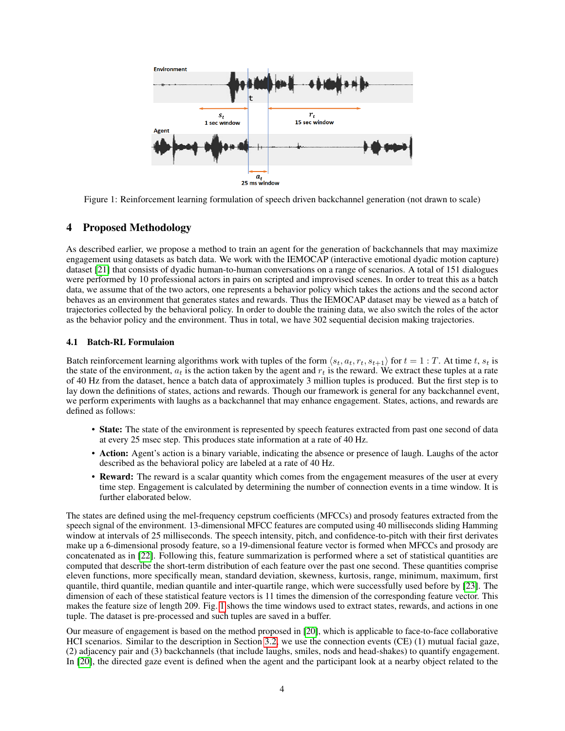Figure 1: Reinforcement learning formulation of speech driven backchannel generation (not drawn to scale)

## 4 Proposed Methodology

As described earlier, we propose a method to train an agent for the generation of backchannels that may maximize engagement using datasets as batch data. We work with the IEMOCAP (interactive emotional dyadic motion capture) dataset [21] that consists of dyadic human-to-human conversations on a range of scenarios. A total of 151 dialogues were performed by 10 professional actors in pairs on scripted and improvised scenes. In order to treat this as a batch data, we assume that of the two actors, one represents a behavior policy which takes the actions and the second actor behaves as an environment that generates states and rewards. Thus the IEMOCAP dataset may be viewed as a batch of trajectories collected by the behavioral policy. In order to double the training data, we also switch the roles of the actor as the behavior policy and the environment. Thus in total, we have 302 sequential decision making trajectories.

### 4.1 Batch-RL Formulaion

Batch reinforcement learning algorithms work with tuples of the form $\langle s_t, a_t, r_t, s_{t+1} \rangle$ for $t = 1 : T$. At time $t$, $s_t$ is the state of the environment, $a_t$ is the action taken by the agent and $r_t$ is the reward. We extract these tuples at a rate of 40 Hz from the dataset, hence a batch data of approximately 3 million tuples is produced. But the first step is to lay down the definitions of states, actions and rewards. Though our framework is general for any backchannel event, we perform experiments with laughs as a backchannel that may enhance engagement. States, actions, and rewards are defined as follows:

- **State:** The state of the environment is represented by speech features extracted from past one second of data at every 25 msec step. This produces state information at a rate of 40 Hz.
- **Action:** Agent's action is a binary variable, indicating the absence or presence of laugh. Laughs of the actor described as the behavioral policy are labeled at a rate of 40 Hz.
- **Reward:** The reward is a scalar quantity which comes from the engagement measures of the user at every time step. Engagement is calculated by determining the number of connection events in a time window. It is further elaborated below.

The states are defined using the mel-frequency cepstrum coefficients (MFCCs) and prosody features extracted from the speech signal of the environment. 13-dimensional MFCC features are computed using 40 milliseconds sliding Hamming window at intervals of 25 milliseconds. The speech intensity, pitch, and confidence-to-pitch with their first derivates make up a 6-dimensional prosody feature, so a 19-dimensional feature vector is formed when MFCCs and prosody are concatenated as in [22]. Following this, feature summarization is performed where a set of statistical quantities are computed that describe the short-term distribution of each feature over the past one second. These quantities comprise eleven functions, more specifically mean, standard deviation, skewness, kurtosis, range, minimum, maximum, first quantile, third quantile, median quantile and inter-quartile range, which were successfully used before by [23]. The dimension of each of these statistical feature vectors is 11 times the dimension of the corresponding feature vector. This makes the feature size of length 209. Fig. 1 shows the time windows used to extract states, rewards, and actions in one tuple. The dataset is pre-processed and such tuples are saved in a buffer.

Our measure of engagement is based on the method proposed in [20], which is applicable to face-to-face collaborative HCI scenarios. Similar to the description in Section 3.2, we use the connection events (CE) (1) mutual facial gaze, (2) adjacency pair and (3) backchannels (that include laughs, smiles, nods and head-shakes) to quantify engagement. In [20], the directed gaze event is defined when the agent and the participant look at a nearby object related to the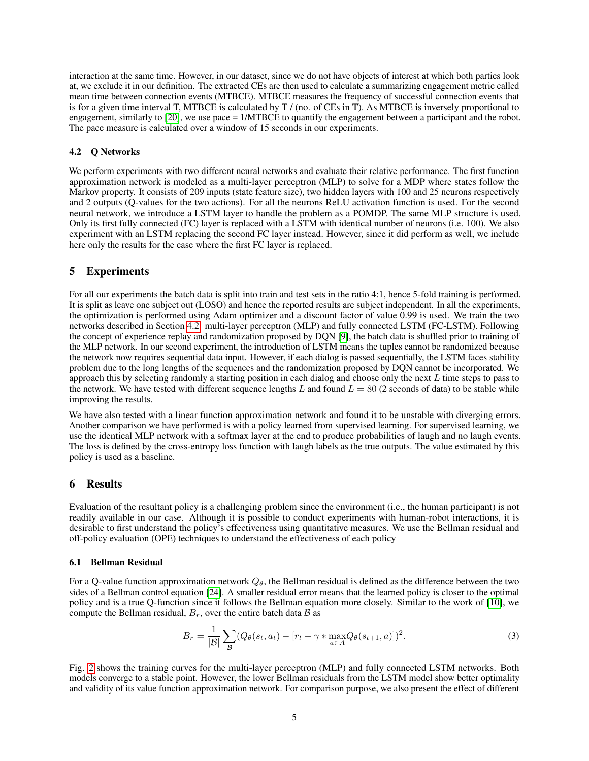interaction at the same time. However, in our dataset, since we do not have objects of interest at which both parties look at, we exclude it in our definition. The extracted CEs are then used to calculate a summarizing engagement metric called mean time between connection events (MTBCE). MTBCE measures the frequency of successful connection events that is for a given time interval T, MTBCE is calculated by T / (no. of CEs in T). As MTBCE is inversely proportional to engagement, similarly to [20], we use pace = 1/MTBCE to quantify the engagement between a participant and the robot. The pace measure is calculated over a window of 15 seconds in our experiments.

### 4.2 Q Networks

We perform experiments with two different neural networks and evaluate their relative performance. The first function approximation network is modeled as a multi-layer perceptron (MLP) to solve for a MDP where states follow the Markov property. It consists of 209 inputs (state feature size), two hidden layers with 100 and 25 neurons respectively and 2 outputs (Q-values for the two actions). For all the neurons ReLU activation function is used. For the second neural network, we introduce a LSTM layer to handle the problem as a POMDP. The same MLP structure is used. Only its first fully connected (FC) layer is replaced with a LSTM with identical number of neurons (i.e. 100). We also experiment with an LSTM replacing the second FC layer instead. However, since it did perform as well, we include here only the results for the case where the first FC layer is replaced.

## 5 Experiments

For all our experiments the batch data is split into train and test sets in the ratio 4:1, hence 5-fold training is performed. It is split as leave one subject out (LOSO) and hence the reported results are subject independent. In all the experiments, the optimization is performed using Adam optimizer and a discount factor of value 0.99 is used. We train the two networks described in Section 4.2: multi-layer perceptron (MLP) and fully connected LSTM (FC-LSTM). Following the concept of experience replay and randomization proposed by DQN [9], the batch data is shuffled prior to training of the MLP network. In our second experiment, the introduction of LSTM means the tuples cannot be randomized because the network now requires sequential data input. However, if each dialog is passed sequentially, the LSTM faces stability problem due to the long lengths of the sequences and the randomization proposed by DQN cannot be incorporated. We approach this by selecting randomly a starting position in each dialog and choose only the next $L$ time steps to pass to the network. We have tested with different sequence lengths $L$ and found $L = 80$ (2 seconds of data) to be stable while improving the results.

We have also tested with a linear function approximation network and found it to be unstable with diverging errors. Another comparison we have performed is with a policy learned from supervised learning. For supervised learning, we use the identical MLP network with a softmax layer at the end to produce probabilities of laugh and no laugh events. The loss is defined by the cross-entropy loss function with laugh labels as the true outputs. The value estimated by this policy is used as a baseline.

## 6 Results

Evaluation of the resultant policy is a challenging problem since the environment (i.e., the human participant) is not readily available in our case. Although it is possible to conduct experiments with human-robot interactions, it is desirable to first understand the policy's effectiveness using quantitative measures. We use the Bellman residual and off-policy evaluation (OPE) techniques to understand the effectiveness of each policy

### 6.1 Bellman Residual

For a Q-value function approximation network $Q_\theta$, the Bellman residual is defined as the difference between the two sides of a Bellman control equation [24]. A smaller residual error means that the learned policy is closer to the optimal policy and is a true Q-function since it follows the Bellman equation more closely. Similar to the work of [10], we compute the Bellman residual, $B_r$, over the entire batch data $\mathcal{B}$ as

$$B_r = \frac{1}{|\mathcal{B}|} \sum_{\mathcal{B}} (Q_\theta(s_t, a_t) - [r_t + \gamma * \max_{a \in A} Q_\theta(s_{t+1}, a)])^2. \tag{3}$$

Fig. 2 shows the training curves for the multi-layer perceptron (MLP) and fully connected LSTM networks. Both models converge to a stable point. However, the lower Bellman residuals from the LSTM model show better optimality and validity of its value function approximation network. For comparison purpose, we also present the effect of different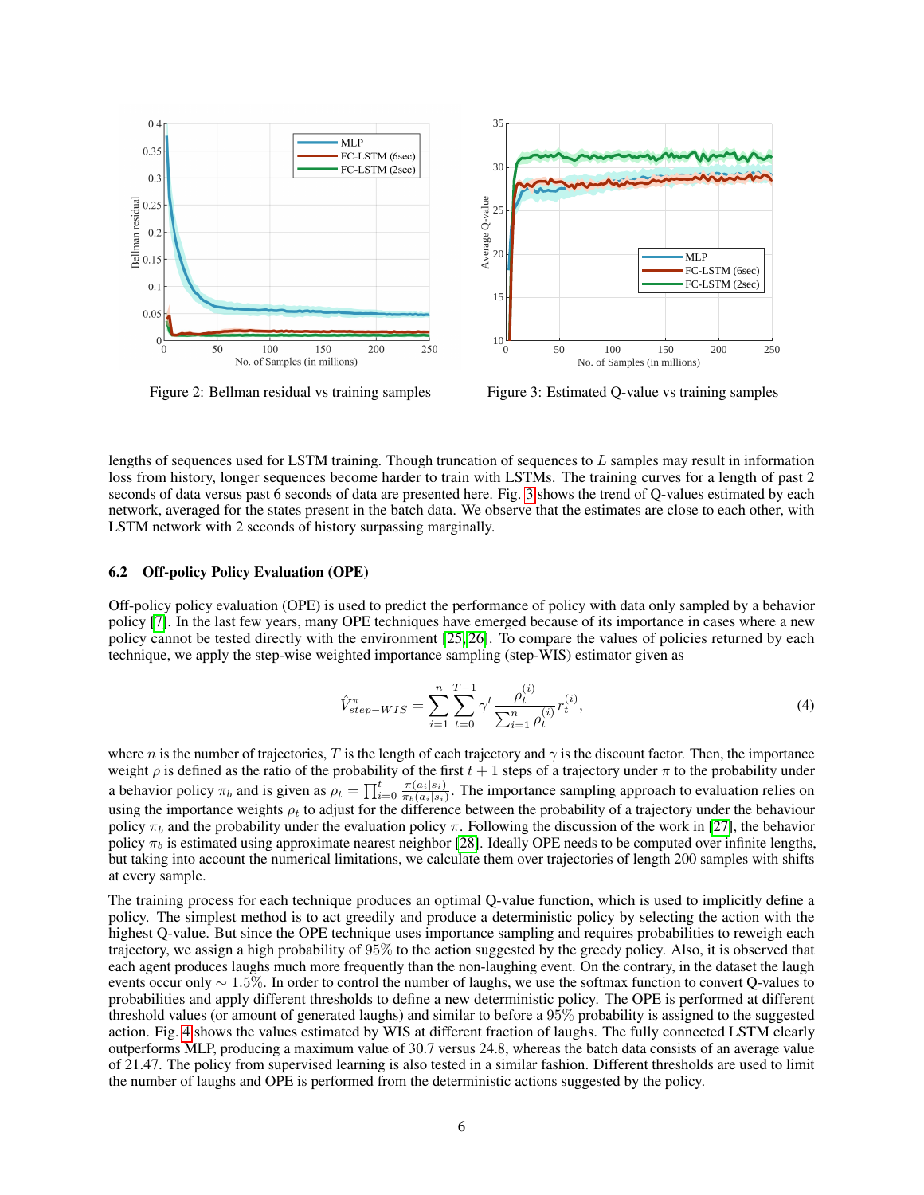Figure 2: Bellman residual vs training samples

Figure 3: Estimated Q-value vs training samples

lengths of sequences used for LSTM training. Though truncation of sequences to $L$ samples may result in information loss from history, longer sequences become harder to train with LSTMs. The training curves for a length of past 2 seconds of data versus past 6 seconds of data are presented here. Fig. 3 shows the trend of Q-values estimated by each network, averaged for the states present in the batch data. We observe that the estimates are close to each other, with LSTM network with 2 seconds of history surpassing marginally.

### 6.2 Off-policy Policy Evaluation (OPE)

Off-policy policy evaluation (OPE) is used to predict the performance of policy with data only sampled by a behavior policy [7]. In the last few years, many OPE techniques have emerged because of its importance in cases where a new policy cannot be tested directly with the environment [25, 26]. To compare the values of policies returned by each technique, we apply the step-wise weighted importance sampling (step-WIS) estimator given as

$$\hat{V}^{\pi}_{step-WIS} = \sum_{i=1}^{n} \sum_{t=0}^{T-1} \gamma^{t} \frac{\rho_t^{(i)}}{\sum_{i=1}^{n} \rho_t^{(i)}} r_t^{(i)}, \tag{4}$$

where $n$ is the number of trajectories, $T$ is the length of each trajectory and $\gamma$ is the discount factor. Then, the importance weight $\rho$ is defined as the ratio of the probability of the first $t+1$ steps of a trajectory under $\pi$ to the probability under a behavior policy $\pi_b$ and is given as $\rho_t = \prod_{i=0}^{t} \frac{\pi(a_i|s_i)}{\pi_b(a_i|s_i)}$. The importance sampling approach to evaluation relies on using the importance weights $\rho_t$ to adjust for the difference between the probability of a trajectory under the behaviour policy $\pi_b$ and the probability under the evaluation policy $\pi$. Following the discussion of the work in [27], the behavior policy $\pi_b$ is estimated using approximate nearest neighbor [28]. Ideally OPE needs to be computed over infinite lengths, but taking into account the numerical limitations, we calculate them over trajectories of length 200 samples with shifts at every sample.

The training process for each technique produces an optimal Q-value function, which is used to implicitly define a policy. The simplest method is to act greedily and produce a deterministic policy by selecting the action with the highest Q-value. But since the OPE technique uses importance sampling and requires probabilities to reweigh each trajectory, we assign a high probability of 95% to the action suggested by the greedy policy. Also, it is observed that each agent produces laughs much more frequently than the non-laughing event. On the contrary, in the dataset the laugh events occur only $\sim 1.5\%$. In order to control the number of laughs, we use the softmax function to convert Q-values to probabilities and apply different thresholds to define a new deterministic policy. The OPE is performed at different threshold values (or amount of generated laughs) and similar to before a 95% probability is assigned to the suggested action. Fig. 4 shows the values estimated by WIS at different fraction of laughs. The fully connected LSTM clearly outperforms MLP, producing a maximum of 30.7 versus 24.8, whereas the batch data consists of an average value of 21.47. The policy from supervised learning is also tested in a similar fashion. Different thresholds are used to limit the number of laughs and OPE is performed from the deterministic actions suggested by the policy.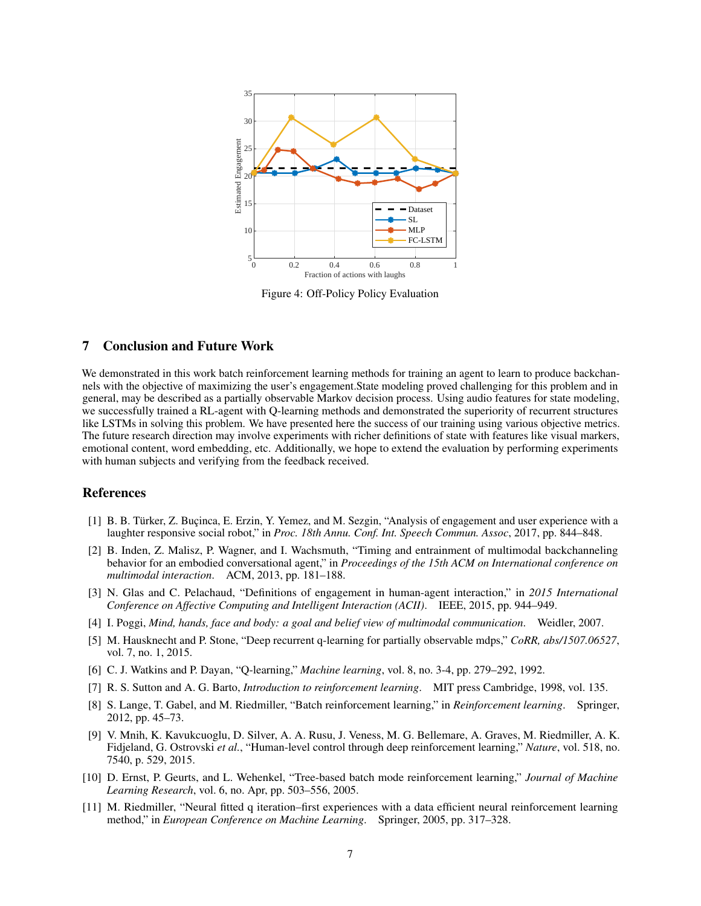Figure 4: Off-Policy Policy Evaluation

## 7 Conclusion and Future Work

We demonstrated in this work batch reinforcement learning methods for training an agent to learn to produce backchannels with the objective of maximizing the user's engagement.State modeling proved challenging for this problem and in general, may be described as a partially observable Markov decision process. Using audio features for state modeling, we successfully trained a RL-agent with Q-learning methods and demonstrated the superiority of recurrent structures like LSTMs in solving this problem. We have presented here the success of our training using various objective metrics. The future research direction may involve experiments with richer definitions of state with features like visual markers, emotional content, word embedding, etc. Additionally, we hope to extend the evaluation by performing experiments with human subjects and verifying from the feedback received.

## References

[1] B. B. Türker, Z. Buçinca, E. Erzin, Y. Yemez, and M. Sezgin, "Analysis of engagement and user experience with a laughter responsive social robot," in *Proc. 18th Annu. Conf. Int. Speech Commun. Assoc*, 2017, pp. 844–848.

[2] B. Inden, Z. Malisz, P. Wagner, and I. Wachsmuth, "Timing and entrainment of multimodal backchanneling behavior for an embodied conversational agent," in *Proceedings of the 15th ACM on International conference on multimodal interaction*. ACM, 2013, pp. 181–188.

[3] N. Glas and C. Pelachaud, "Definitions of engagement in human-agent interaction," in *2015 International Conference on Affective Computing and Intelligent Interaction (ACII)*. IEEE, 2015, pp. 944–949.

[4] I. Poggi, *Mind, hands, face and body: a goal and belief view of multimodal communication*. Weidler, 2007.

[5] M. Hausknecht and P. Stone, "Deep recurrent q-learning for partially observable mdps," *CoRR, abs/1507.06527*, vol. 7, no. 1, 2015.

[6] C. J. Watkins and P. Dayan, "Q-learning," *Machine learning*, vol. 8, no. 3-4, pp. 279–292, 1992.

[7] R. S. Sutton and A. G. Barto, *Introduction to reinforcement learning*. MIT press Cambridge, 1998, vol. 135.

[8] S. Lange, T. Gabel, and M. Riedmiller, "Batch reinforcement learning," in *Reinforcement learning*. Springer, 2012, pp. 45–73.

[9] V. Mnih, K. Kavukcuoglu, D. Silver, A. A. Rusu, J. Veness, M. G. Bellemare, A. Graves, M. Riedmiller, A. K. Fidjeland, G. Ostrovski *et al.*, "Human-level control through deep reinforcement learning," *Nature*, vol. 518, no. 7540, p. 529, 2015.

[10] D. Ernst, P. Geurts, and L. Wehenkel, "Tree-based batch mode reinforcement learning," *Journal of Machine Learning Research*, vol. 6, no. Apr, pp. 503–556, 2005.

[11] M. Riedmiller, "Neural fitted q iteration–first experiences with a data efficient neural reinforcement learning method," in *European Conference on Machine Learning*. Springer, 2005, pp. 317–328.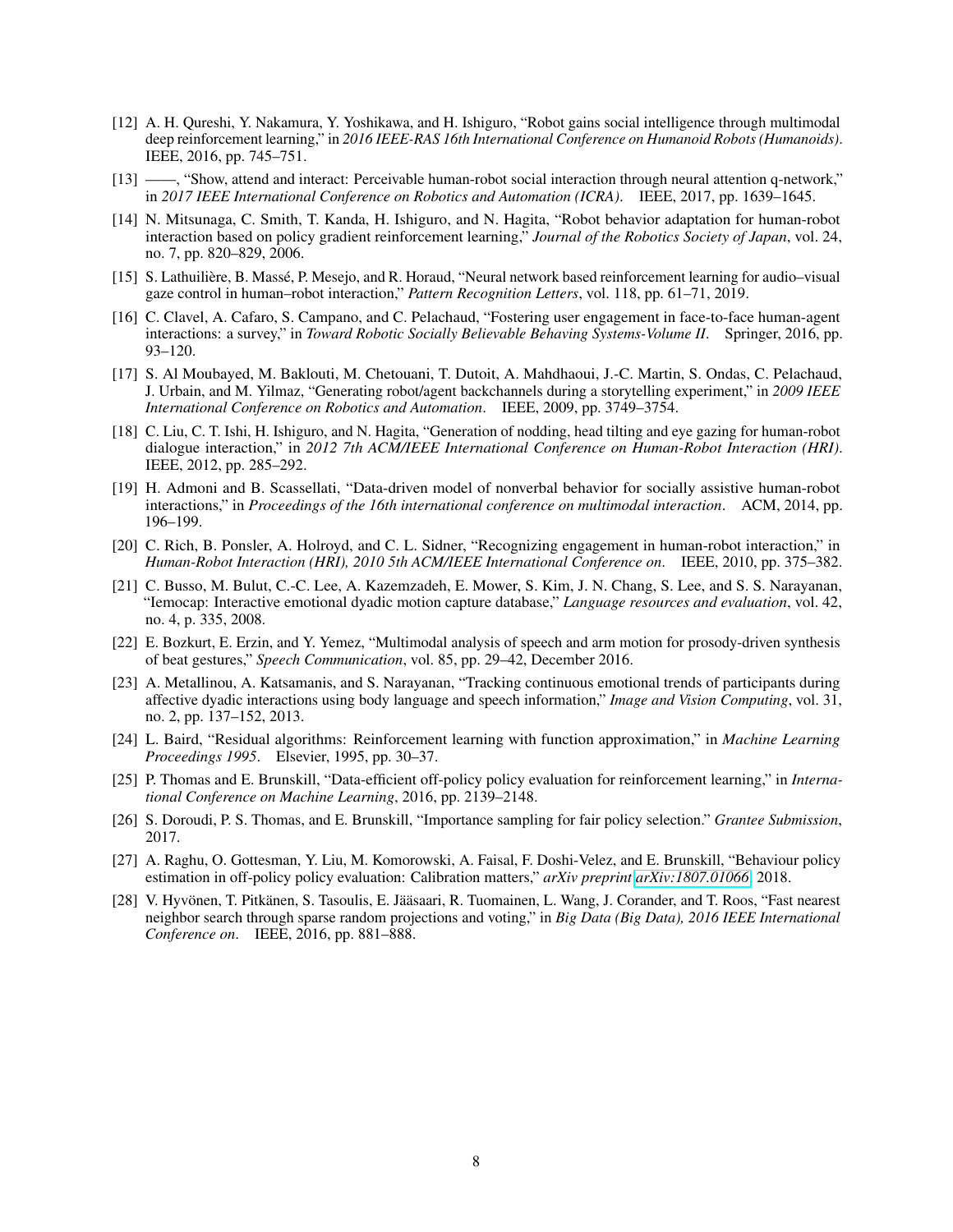[12] A. H. Qureshi, Y. Nakamura, Y. Yoshikawa, and H. Ishiguro, "Robot gains social intelligence through multimodal deep reinforcement learning," in *2016 IEEE-RAS 16th International Conference on Humanoid Robots (Humanoids)*. IEEE, 2016, pp. 745–751.

[13] ——, "Show, attend and interact: Perceivable human-robot social interaction through neural attention q-network," in *2017 IEEE International Conference on Robotics and Automation (ICRA)*. IEEE, 2017, pp. 1639–1645.

[14] N. Mitsunaga, C. Smith, T. Kanda, H. Ishiguro, and N. Hagita, "Robot behavior adaptation for human-robot interaction based on policy gradient reinforcement learning," *Journal of the Robotics Society of Japan*, vol. 24, no. 7, pp. 820–829, 2006.

[15] S. Lathuilière, B. Massé, P. Mesejo, and R. Horaud, "Neural network based reinforcement learning for audio–visual gaze control in human–robot interaction," *Pattern Recognition Letters*, vol. 118, pp. 61–71, 2019.

[16] C. Clavel, A. Cafaro, S. Campano, and C. Pelachaud, "Fostering user engagement in face-to-face human-agent interactions: a survey," in *Toward Robotic Socially Believable Behaving Systems-Volume II*. Springer, 2016, pp. 93–120.

[17] S. Al Moubayed, M. Baklouti, M. Chetouani, T. Dutoit, A. Mahdhaoui, J.-C. Martin, S. Ondas, C. Pelachaud, J. Urbain, and M. Yilmaz, "Generating robot/agent backchannels during a storytelling experiment," in *2009 IEEE International Conference on Robotics and Automation*. IEEE, 2009, pp. 3749–3754.

[18] C. Liu, C. T. Ishi, H. Ishiguro, and N. Hagita, "Generation of nodding, head tilting and eye gazing for human-robot dialogue interaction," in *2012 7th ACM/IEEE International Conference on Human-Robot Interaction (HRI)*. IEEE, 2012, pp. 285–292.

[19] H. Admoni and B. Scassellati, "Data-driven model of nonverbal behavior for socially assistive human-robot interactions," in *Proceedings of the 16th international conference on multimodal interaction*. ACM, 2014, pp. 196–199.

[20] C. Rich, B. Ponsler, A. Holroyd, and C. L. Sidner, "Recognizing engagement in human-robot interaction," in *Human-Robot Interaction (HRI), 2010 5th ACM/IEEE International Conference on*. IEEE, 2010, pp. 375–382.

[21] C. Busso, M. Bulut, C.-C. Lee, A. Kazemzadeh, E. Mower, S. Kim, J. N. Chang, S. Lee, and S. S. Narayanan, "Iemocap: Interactive emotional dyadic motion capture database," *Language resources and evaluation*, vol. 42, no. 4, p. 335, 2008.

[22] E. Bozkurt, E. Erzin, and Y. Yemez, "Multimodal analysis of speech and arm motion for prosody-driven synthesis of beat gestures," *Speech Communication*, vol. 85, pp. 29–42, December 2016.

[23] A. Metallinou, A. Katsamanis, and S. Narayanan, "Tracking continuous emotional trends of participants during affective dyadic interactions using body language and speech information," *Image and Vision Computing*, vol. 31, no. 2, pp. 137–152, 2013.

[24] L. Baird, "Residual algorithms: Reinforcement learning with function approximation," in *Machine Learning Proceedings 1995*. Elsevier, 1995, pp. 30–37.

[25] P. Thomas and E. Brunskill, "Data-efficient off-policy policy evaluation for reinforcement learning," in *International Conference on Machine Learning*, 2016, pp. 2139–2148.

[26] S. Doroudi, P. S. Thomas, and E. Brunskill, "Importance sampling for fair policy selection." *Grantee Submission*, 2017.

[27] A. Raghu, O. Gottesman, Y. Liu, M. Komorowski, A. Faisal, F. Doshi-Velez, and E. Brunskill, "Behaviour policy estimation in off-policy policy evaluation: Calibration matters," *arXiv preprint arXiv:1807.01066*, 2018.

[28] V. Hyvönen, T. Pitkänen, S. Tasoulis, E. Jääsaari, R. Tuomainen, L. Wang, J. Corander, and T. Roos, "Fast nearest neighbor search through sparse random projections and voting," in *Big Data (Big Data), 2016 IEEE International Conference on*. IEEE, 2016, pp. 881–888.